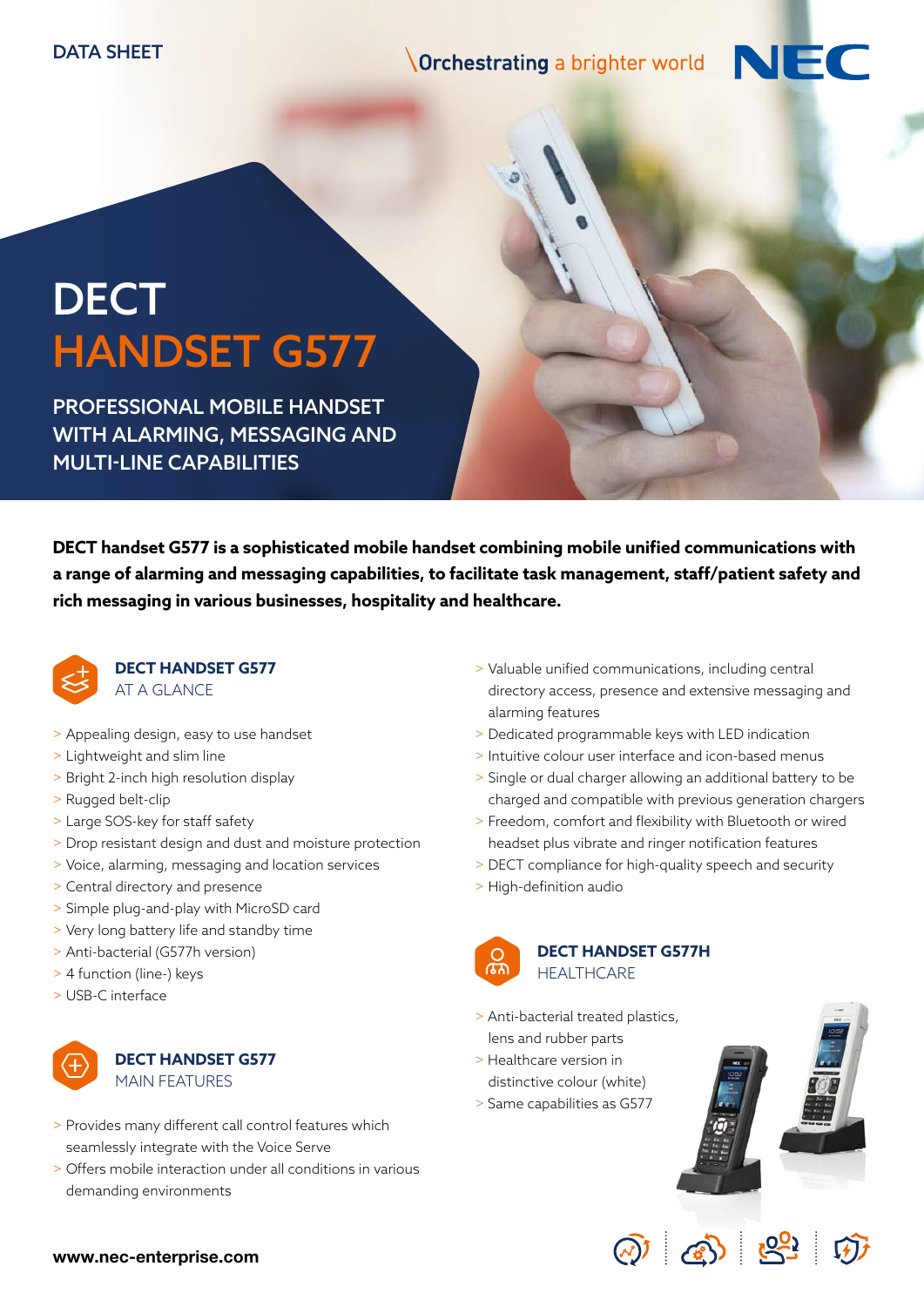DATA SHEET

\Orchestrating a brighter world NEC

# DECT HANDSET G577

## PROFESSIONAL MOBILE HANDSET WITH ALARMING, MESSAGING AND MULTI-LINE CAPABILITIES

**DECT handset G577 is a sophisticated mobile handset combining mobile unified communications with a range of alarming and messaging capabilities, to facilitate task management, staff/patient safety and rich messaging in various businesses, hospitality and healthcare.**

### DECT HANDSET G577 AT A GLANCE

- > Appealing design, easy to use handset
- > Lightweight and slim line
- > Bright 2-inch high resolution display
- > Rugged belt-clip
- > Large SOS-key for staff safety
- > Drop resistant design and dust and moisture protection
- > Voice, alarming, messaging and location services
- > Central directory and presence
- > Simple plug-and-play with MicroSD card
- > Very long battery life and standby time
- > Anti-bacterial (G577h version)
- > 4 function (line-) keys
- > USB-C interface

### DECT HANDSET G577 MAIN FEATURES

- > Provides many different call control features which seamlessly integrate with the Voice Serve
- > Offers mobile interaction under all conditions in various demanding environments
- > Valuable unified communications, including central directory access, presence and extensive messaging and alarming features
- > Dedicated programmable keys with LED indication
- > Intuitive colour user interface and icon-based menus
- > Single or dual charger allowing an additional battery to be charged and compatible with previous generation chargers
- > Freedom, comfort and flexibility with Bluetooth or wired headset plus vibrate and ringer notification features
- > DECT compliance for high-quality speech and security
- > High-definition audio

### DECT HANDSET G577H HEALTHCARE

- > Anti-bacterial treated plastics, lens and rubber parts
- > Healthcare version in distinctive colour (white)
- > Same capabilities as G577

www.nec-enterprise.com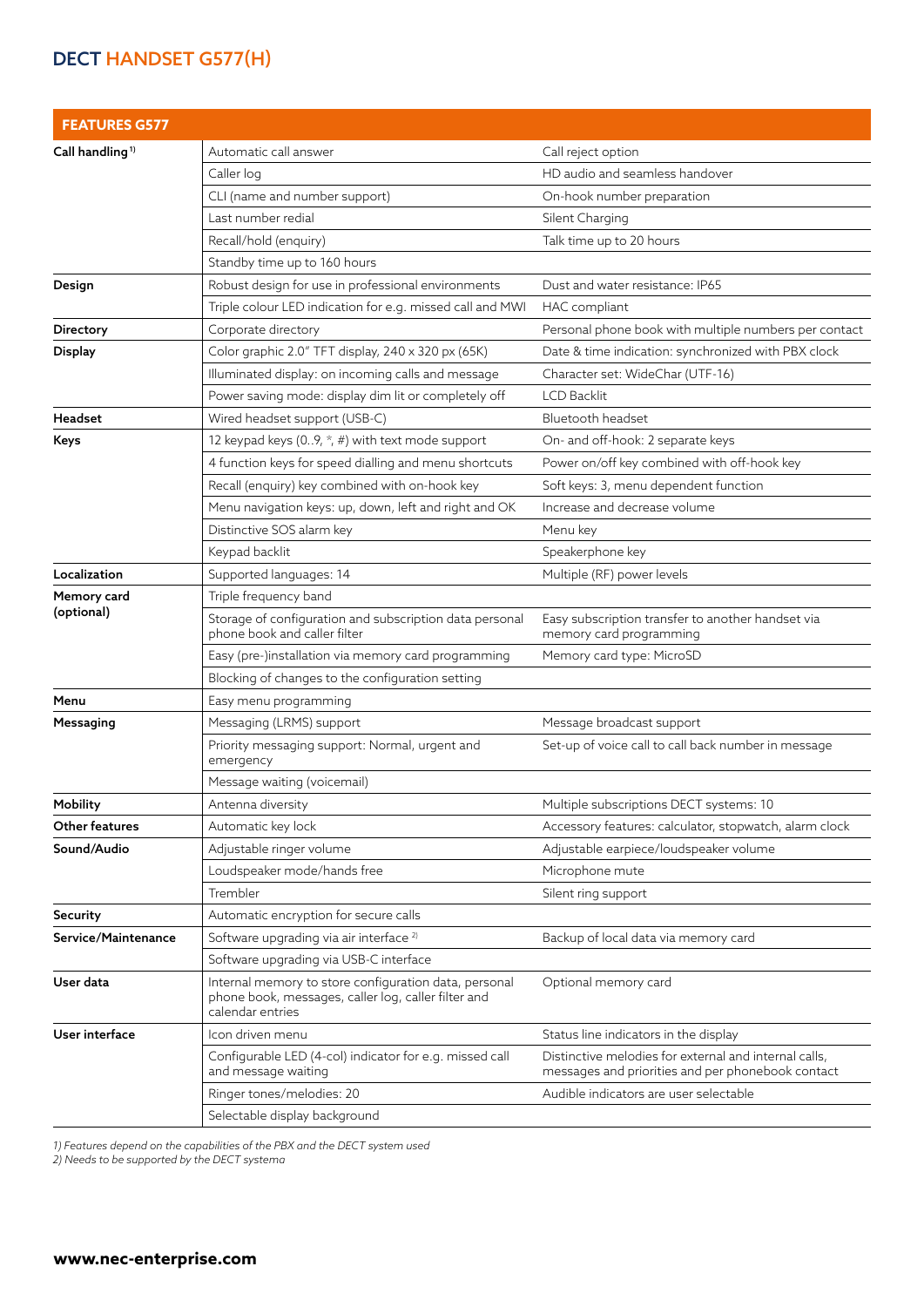# DECT HANDSET G577(H)

| FEATURES G577 | | |
|---|---|---|
| Call handling[1] | Automatic call answer | Call reject option |
| | Caller log | HD audio and seamless handover |
| | CLI (name and number support) | On-hook number preparation |
| | Last number redial | Silent Charging |
| | Recall/hold (enquiry) | Talk time up to 20 hours |
| | Standby time up to 160 hours | |
| Design | Robust design for use in professional environments | Dust and water resistance: IP65 |
| | Triple colour LED indication for e.g. missed call and MWI | HAC compliant |
| Directory | Corporate directory | Personal phone book with multiple numbers per contact |
| Display | Color graphic 2.0" TFT display, 240 x 320 px (65K) | Date & time indication: synchronized with PBX clock |
| | Illuminated display: on incoming calls and message | Character set: WideChar (UTF-16) |
| | Power saving mode: display dim lit or completely off | LCD Backlit |
| Headset | Wired headset support (USB-C) | Bluetooth headset |
| Keys | 12 keypad keys (0..9, *, #) with text mode support | On- and off-hook: 2 separate keys |
| | 4 function keys for speed dialling and menu shortcuts | Power on/off key combined with off-hook key |
| | Recall (enquiry) key combined with on-hook key | Soft keys: 3, menu dependent function |
| | Menu navigation keys: up, down, left and right and OK | Increase and decrease volume |
| | Distinctive SOS alarm key | Menu key |
| | Keypad backlit | Speakerphone key |
| Localization | Supported languages: 14 | Multiple (RF) power levels |
| Memory card (optional) | Triple frequency band | |
| | Storage of configuration and subscription data personal phone book and caller filter | Easy subscription transfer to another handset via memory card programming |
| | Easy (pre-)installation via memory card programming | Memory card type: MicroSD |
| | Blocking of changes to the configuration setting | |
| Menu | Easy menu programming | |
| Messaging | Messaging (LRMS) support | Message broadcast support |
| | Priority messaging support: Normal, urgent and emergency | Set-up of voice call to call back number in message |
| | Message waiting (voicemail) | |
| Mobility | Antenna diversity | Multiple subscriptions DECT systems: 10 |
| Other features | Automatic key lock | Accessory features: calculator, stopwatch, alarm clock |
| Sound/Audio | Adjustable ringer volume | Adjustable earpiece/loudspeaker volume |
| | Loudspeaker mode/hands free | Microphone mute |
| | Trembler | Silent ring support |
| Security | Automatic encryption for secure calls | |
| Service/Maintenance | Software upgrading via air interface[2] | Backup of local data via memory card |
| | Software upgrading via USB-C interface | |
| User data | Internal memory to store configuration data, personal phone book, messages, caller log, caller filter and calendar entries | Optional memory card |
| User interface | Icon driven menu | Status line indicators in the display |
| | Configurable LED (4-col) indicator for e.g. missed call and message waiting | Distinctive melodies for external and internal calls, messages and priorities and per phonebook contact |
| | Ringer tones/melodies: 20 | Audible indicators are user selectable |
| | Selectable display background | |

*1) Features depend on the capabilities of the PBX and the DECT system used*
*2) Needs to be supported by the DECT systema*

**www.nec-enterprise.com**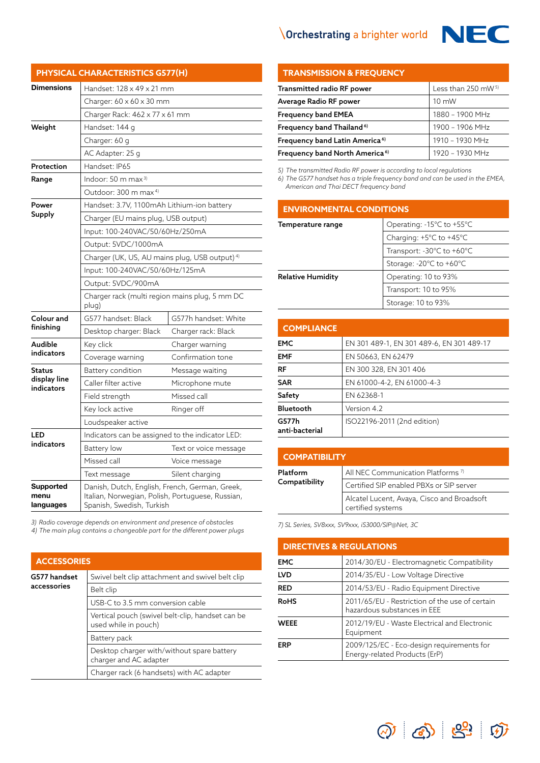## PHYSICAL CHARACTERISTICS G577(H)

| | | |
|---|---|---|
| **Dimensions** | Handset: 128 x 49 x 21 mm | |
| | Charger: 60 x 60 x 30 mm | |
| | Charger Rack: 462 x 77 x 61 mm | |
| **Weight** | Handset: 144 g | |
| | Charger: 60 g | |
| | AC Adapter: 25 g | |
| **Protection** | Handset: IP65 | |
| **Range** | Indoor: 50 m max [3] | |
| | Outdoor: 300 m max [4] | |
| **Power Supply** | Handset: 3.7V, 1100mAh Lithium-ion battery | |
| | Charger (EU mains plug, USB output) | |
| | Input: 100-240VAC/50/60Hz/250mA | |
| | Output: 5VDC/1000mA | |
| | Charger (UK, US, AU mains plug, USB output) [4] | |
| | Input: 100-240VAC/50/60Hz/125mA | |
| | Output: 5VDC/900mA | |
| | Charger rack (multi region mains plug, 5 mm DC plug) | |
| **Colour and finishing** | G577 handset: Black | G577h handset: White |
| | Desktop charger: Black | Charger rack: Black |
| **Audible indicators** | Key click | Charger warning |
| | Coverage warning | Confirmation tone |
| **Status display line indicators** | Battery condition | Message waiting |
| | Caller filter active | Microphone mute |
| | Field strength | Missed call |
| | Key lock active | Ringer off |
| | Loudspeaker active | |
| **LED indicators** | Indicators can be assigned to the indicator LED: | |
| | Battery low | Text or voice message |
| | Missed call | Voice message |
| | Text message | Silent charging |
| **Supported menu languages** | Danish, Dutch, English, French, German, Greek, Italian, Norwegian, Polish, Portuguese, Russian, Spanish, Swedish, Turkish | |

*3) Radio coverage depends on environment and presence of obstacles*
*4) The main plug contains a changeable part for the different power plugs*

## ACCESSORIES

| | |
|---|---|
| **G577 handset accessories** | Swivel belt clip attachment and swivel belt clip |
| | Belt clip |
| | USB-C to 3.5 mm conversion cable |
| | Vertical pouch (swivel belt-clip, handset can be used while in pouch) |
| | Battery pack |
| | Desktop charger with/without spare battery charger and AC adapter |
| | Charger rack (6 handsets) with AC adapter |

## TRANSMISSION & FREQUENCY

| | |
|---|---|
| **Transmitted radio RF power** | Less than 250 mW [5] |
| **Average Radio RF power** | 10 mW |
| **Frequency band EMEA** | 1880 – 1900 MHz |
| **Frequency band Thailand** [6] | 1900 – 1906 MHz |
| **Frequency band Latin America** [6] | 1910 – 1930 MHz |
| **Frequency band North America** [6] | 1920 – 1930 MHz |

*5) The transmitted Radio RF power is according to local regulations*
*6) The G577 handset has a triple frequency band and can be used in the EMEA, American and Thai DECT frequency band*

## ENVIRONMENTAL CONDITIONS

| | |
|---|---|
| **Temperature range** | Operating: -15°C to +55°C |
| | Charging: +5°C to +45°C |
| | Transport: -30°C to +60°C |
| | Storage: -20°C to +60°C |
| **Relative Humidity** | Operating: 10 to 93% |
| | Transport: 10 to 95% |
| | Storage: 10 to 93% |

## COMPLIANCE

| | |
|---|---|
| **EMC** | EN 301 489-1, EN 301 489-6, EN 301 489-17 |
| **EMF** | EN 50663, EN 62479 |
| **RF** | EN 300 328, EN 301 406 |
| **SAR** | EN 61000-4-2, EN 61000-4-3 |
| **Safety** | EN 62368-1 |
| **Bluetooth** | Version 4.2 |
| **G577h anti-bacterial** | ISO22196-2011 (2nd edition) |

## COMPATIBILITY

| | |
|---|---|
| **Platform Compatibility** | All NEC Communication Platforms [7] |
| | Certified SIP enabled PBXs or SIP server |
| | Alcatel Lucent, Avaya, Cisco and Broadsoft certified systems |

*7) SL Series, SV8xxx, SV9xxx, iS3000/SIP@Net, 3C*

## DIRECTIVES & REGULATIONS

| | |
|---|---|
| **EMC** | 2014/30/EU - Electromagnetic Compatibility |
| **LVD** | 2014/35/EU - Low Voltage Directive |
| **RED** | 2014/53/EU - Radio Equipment Directive |
| **RoHS** | 2011/65/EU - Restriction of the use of certain hazardous substances in EEE |
| **WEEE** | 2012/19/EU - Waste Electrical and Electronic Equipment |
| **ERP** | 2009/125/EC - Eco-design requirements for Energy-related Products (ErP) |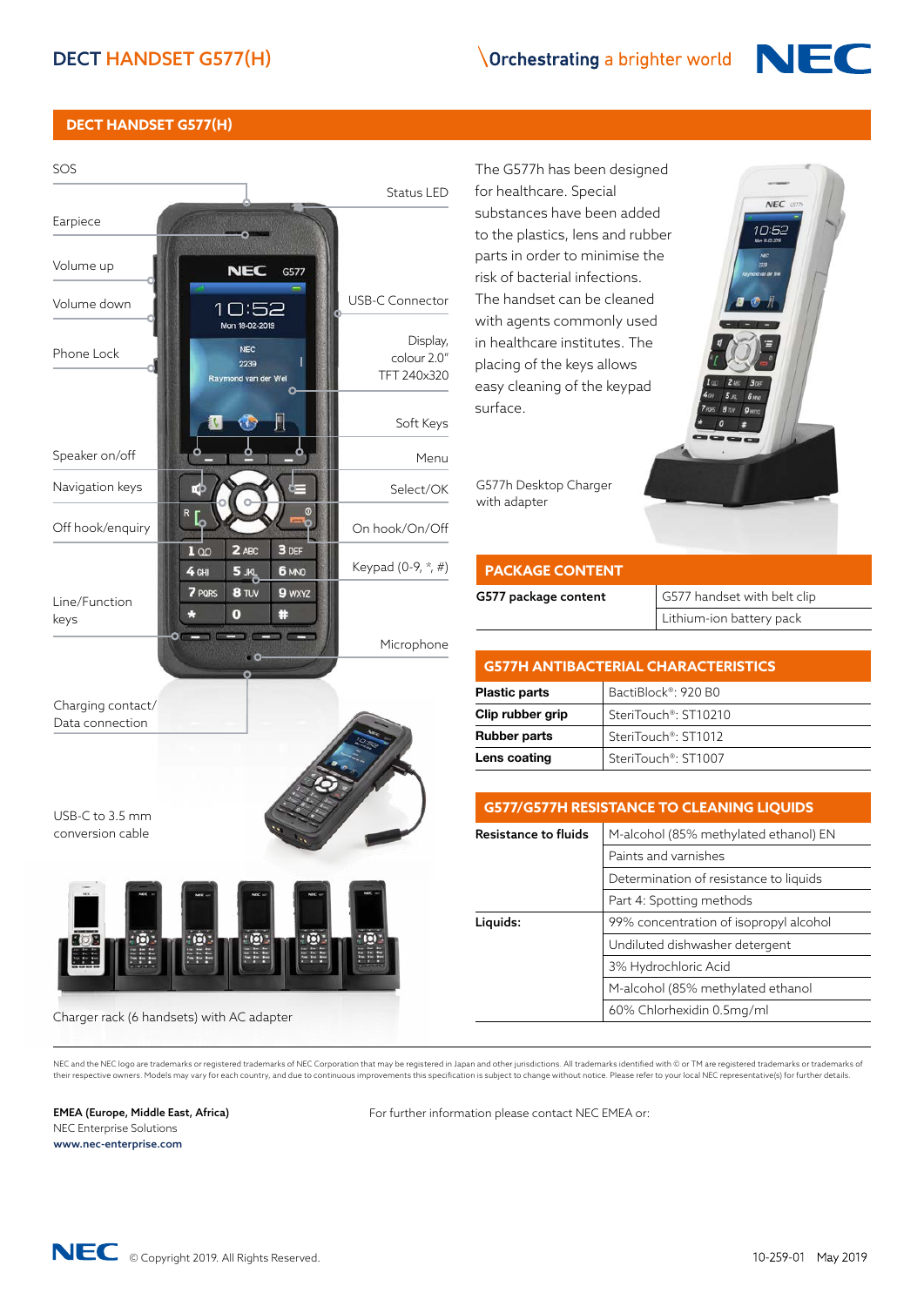## DECT HANDSET G577(H)

SOS

Earpiece

Volume up

Volume down

Phone Lock

Speaker on/off

Navigation keys

Off hook/enquiry

Line/Function keys

Charging contact/ Data connection

Status LED

USB-C Connector

Display, colour 2.0" TFT 240x320

Soft Keys

Menu

Select/OK

On hook/On/Off

Keypad (0-9, *, #)

Microphone

USB-C to 3.5 mm conversion cable

Charger rack (6 handsets) with AC adapter

The G577h has been designed for healthcare. Special substances have been added to the plastics, lens and rubber parts in order to minimise the risk of bacterial infections. The handset can be cleaned with agents commonly used in healthcare institutes. The placing of the keys allows easy cleaning of the keypad surface.

G577h Desktop Charger with adapter

### PACKAGE CONTENT

| | |
|---|---|
| **G577 package content** | G577 handset with belt clip |
| | Lithium-ion battery pack |

### G577H ANTIBACTERIAL CHARACTERISTICS

| | |
|---|---|
| **Plastic parts** | BactiBlock®: 920 B0 |
| **Clip rubber grip** | SteriTouch®: ST10210 |
| **Rubber parts** | SteriTouch®: ST1012 |
| **Lens coating** | SteriTouch®: ST1007 |

### G577/G577H RESISTANCE TO CLEANING LIQUIDS

| | |
|---|---|
| **Resistance to fluids** | M-alcohol (85% methylated ethanol) EN |
| | Paints and varnishes |
| | Determination of resistance to liquids |
| | Part 4: Spotting methods |
| **Liquids:** | 99% concentration of isopropyl alcohol |
| | Undiluted dishwasher detergent |
| | 3% Hydrochloric Acid |
| | M-alcohol (85% methylated ethanol |
| | 60% Chlorhexidin 0.5mg/ml |

NEC and the NEC logo are trademarks or registered trademarks of NEC Corporation that may be registered in Japan and other jurisdictions. All trademarks identified with © or TM are registered trademarks or trademarks of their respective owners. Models may vary for each country, and due to continuous improvements this specification is subject to change without notice. Please refer to your local NEC representative(s) for further details.

**EMEA (Europe, Middle East, Africa)**
NEC Enterprise Solutions
**www.nec-enterprise.com**

For further information please contact NEC EMEA or:

© Copyright 2019. All Rights Reserved.

10-259-01 May 2019